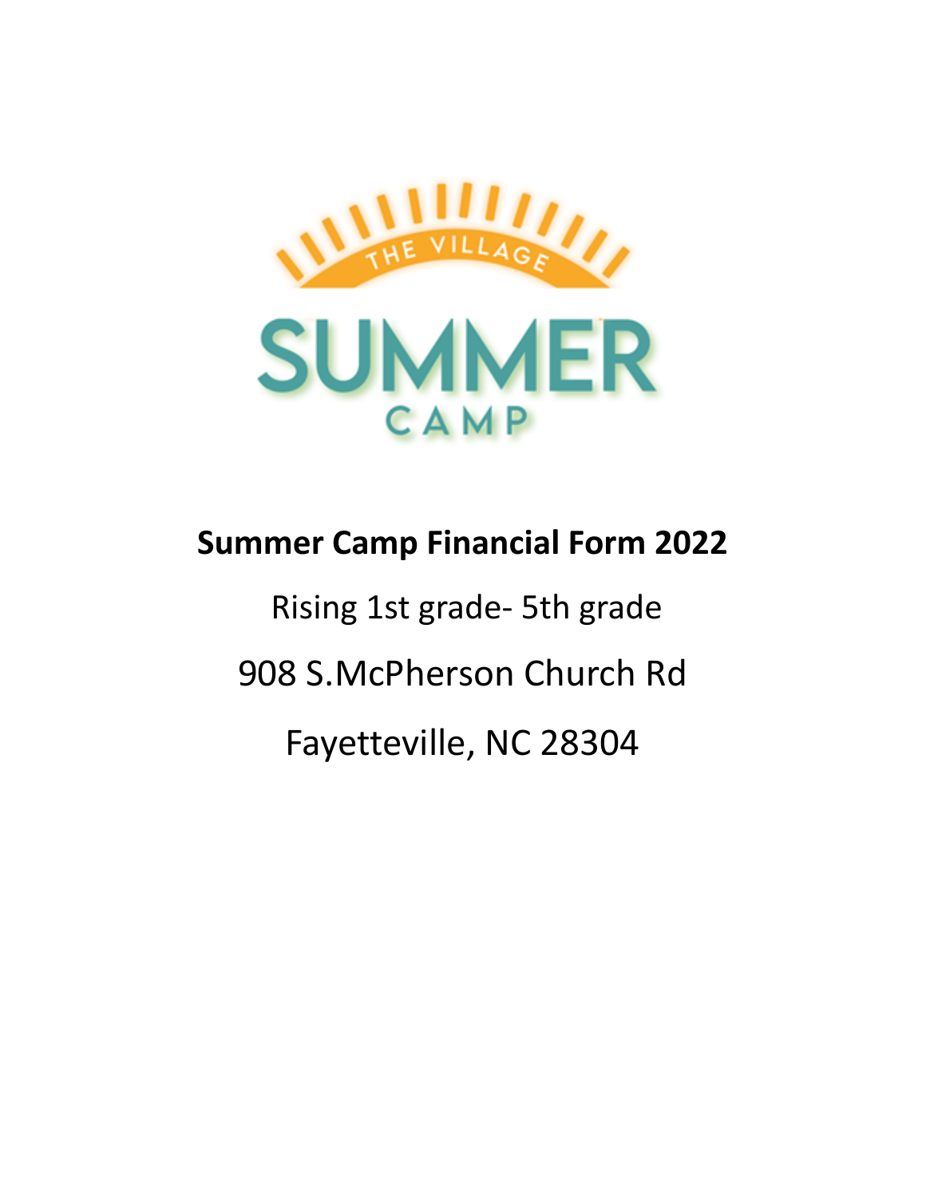THE VILLAGE

SUMMER

CAMP

# Summer Camp Financial Form 2022

Rising 1st grade- 5th grade

908 S.McPherson Church Rd

Fayetteville, NC 28304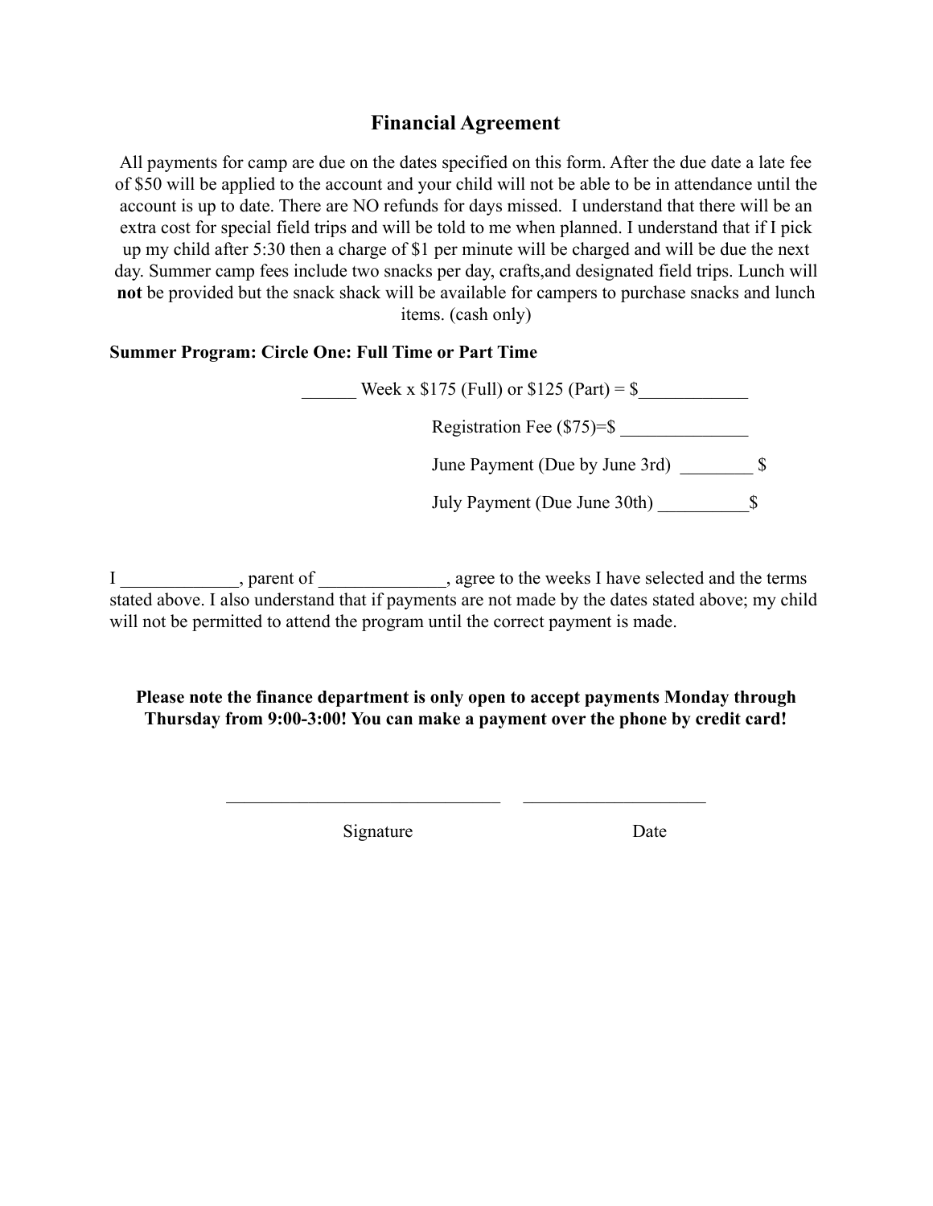## Financial Agreement

All payments for camp are due on the dates specified on this form. After the due date a late fee of $50 will be applied to the account and your child will not be able to be in attendance until the account is up to date. There are NO refunds for days missed. I understand that there will be an extra cost for special field trips and will be told to me when planned. I understand that if I pick up my child after 5:30 then a charge of $1 per minute will be charged and will be due the next day. Summer camp fees include two snacks per day, crafts,and designated field trips. Lunch will **not** be provided but the snack shack will be available for campers to purchase snacks and lunch items. (cash only)

**Summer Program: Circle One: Full Time or Part Time**

______ Week x $175 (Full) or $125 (Part) = $____________

Registration Fee ($75)=$ ______________

June Payment (Due by June 3rd) ________ $

July Payment (Due June 30th) __________$

I _____________, parent of ______________, agree to the weeks I have selected and the terms stated above. I also understand that if payments are not made by the dates stated above; my child will not be permitted to attend the program until the correct payment is made.

**Please note the finance department is only open to accept payments Monday through Thursday from 9:00-3:00! You can make a payment over the phone by credit card!**

_______________________________ ____________________

Signature Date